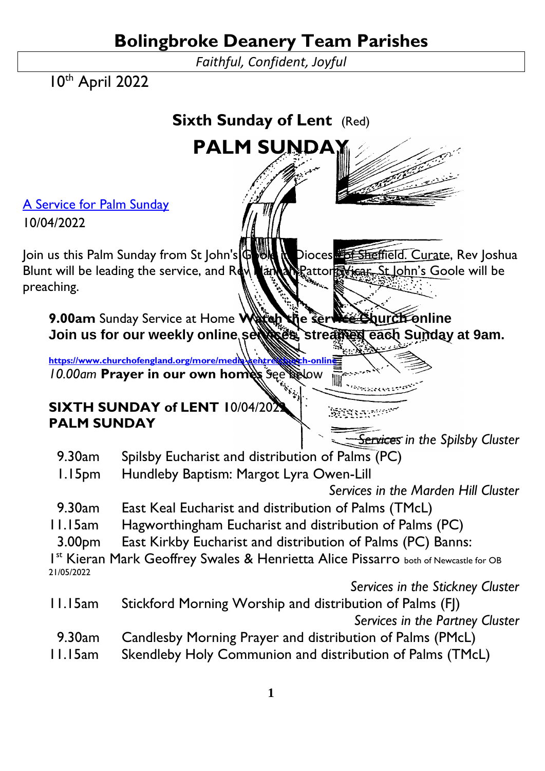# Bolingbroke Deanery Team Parishes

*Faithful, Confident, Joyful*

10th April 2022

## Sixth Sunday of Lent (Red)

# PALM SUNDAY

A Service for Palm Sunday

10/04/2022

Join us this Palm Sunday from St John's Goole in Diocese of Sheffield. Curate, Rev Joshua Blunt will be leading the service, and Rev Hannah Patton, Vicar, St John's Goole will be preaching.

**9.00am** Sunday Service at Home **Watch the service Church online**
**Join us for our weekly online services, streamed each Sunday at 9am.**

**https://www.churchofengland.org/more/media-centre/church-online**

*10.00am* **Prayer in our own homes** *See below*

**SIXTH SUNDAY of LENT** 10/04/2022
**PALM SUNDAY**

*Services in the Spilsby Cluster*

| | |
|---|---|
| 9.30am | Spilsby Eucharist and distribution of Palms (PC) |
| 1.15pm | Hundleby Baptism: Margot Lyra Owen-Lill |

*Services in the Marden Hill Cluster*

| | |
|---|---|
| 9.30am | East Keal Eucharist and distribution of Palms (TMcL) |
| 11.15am | Hagworthingham Eucharist and distribution of Palms (PC) |
| 3.00pm | East Kirkby Eucharist and distribution of Palms (PC) Banns: |

1st Kieran Mark Geoffrey Swales & Henrietta Alice Pissarro both of Newcastle for OB 21/05/2022

*Services in the Stickney Cluster*

| | |
|---|---|
| 11.15am | Stickford Morning Worship and distribution of Palms (FJ) |

*Services in the Partney Cluster*

| | |
|---|---|
| 9.30am | Candlesby Morning Prayer and distribution of Palms (PMcL) |
| 11.15am | Skendleby Holy Communion and distribution of Palms (TMcL) |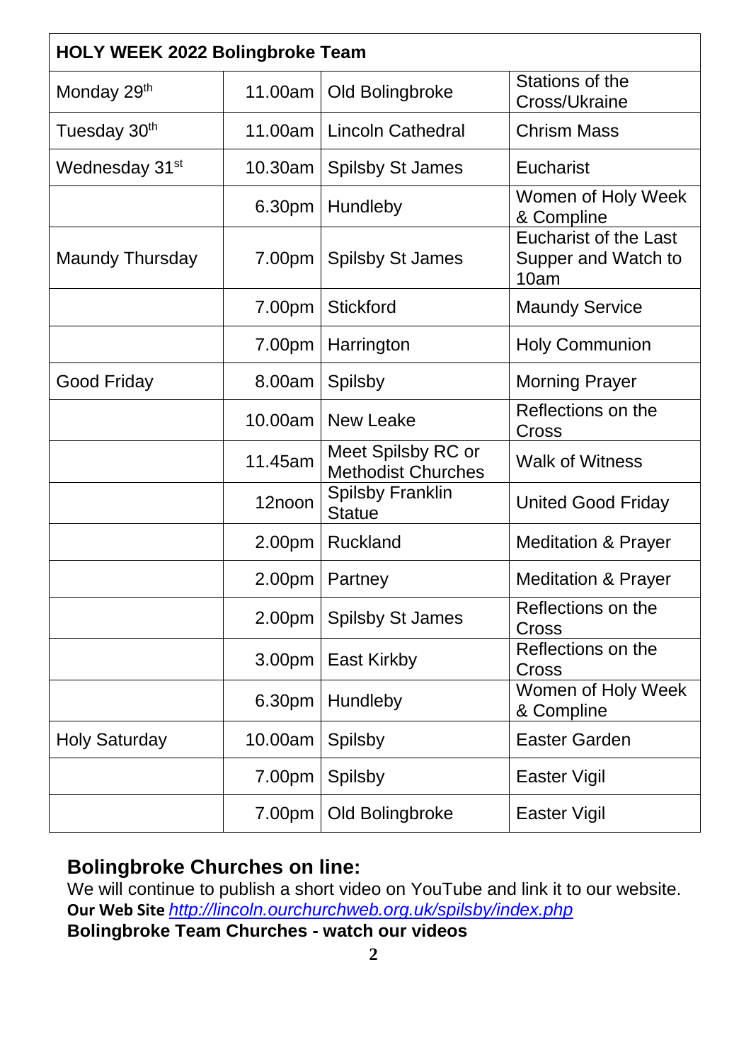| HOLY WEEK 2022 Bolingbroke Team | | | |
|---|---|---|---|
| Monday 29th | 11.00am | Old Bolingbroke | Stations of the Cross/Ukraine |
| Tuesday 30th | 11.00am | Lincoln Cathedral | Chrism Mass |
| Wednesday 31st | 10.30am | Spilsby St James | Eucharist |
| | 6.30pm | Hundleby | Women of Holy Week & Compline |
| Maundy Thursday | 7.00pm | Spilsby St James | Eucharist of the Last Supper and Watch to 10am |
| | 7.00pm | Stickford | Maundy Service |
| | 7.00pm | Harrington | Holy Communion |
| Good Friday | 8.00am | Spilsby | Morning Prayer |
| | 10.00am | New Leake | Reflections on the Cross |
| | 11.45am | Meet Spilsby RC or Methodist Churches | Walk of Witness |
| | 12noon | Spilsby Franklin Statue | United Good Friday |
| | 2.00pm | Ruckland | Meditation & Prayer |
| | 2.00pm | Partney | Meditation & Prayer |
| | 2.00pm | Spilsby St James | Reflections on the Cross |
| | 3.00pm | East Kirkby | Reflections on the Cross |
| | 6.30pm | Hundleby | Women of Holy Week & Compline |
| Holy Saturday | 10.00am | Spilsby | Easter Garden |
| | 7.00pm | Spilsby | Easter Vigil |
| | 7.00pm | Old Bolingbroke | Easter Vigil |

## Bolingbroke Churches on line:

We will continue to publish a short video on YouTube and link it to our website.

**Our Web Site** *http://lincoln.ourchurchweb.org.uk/spilsby/index.php*

**Bolingbroke Team Churches - watch our videos**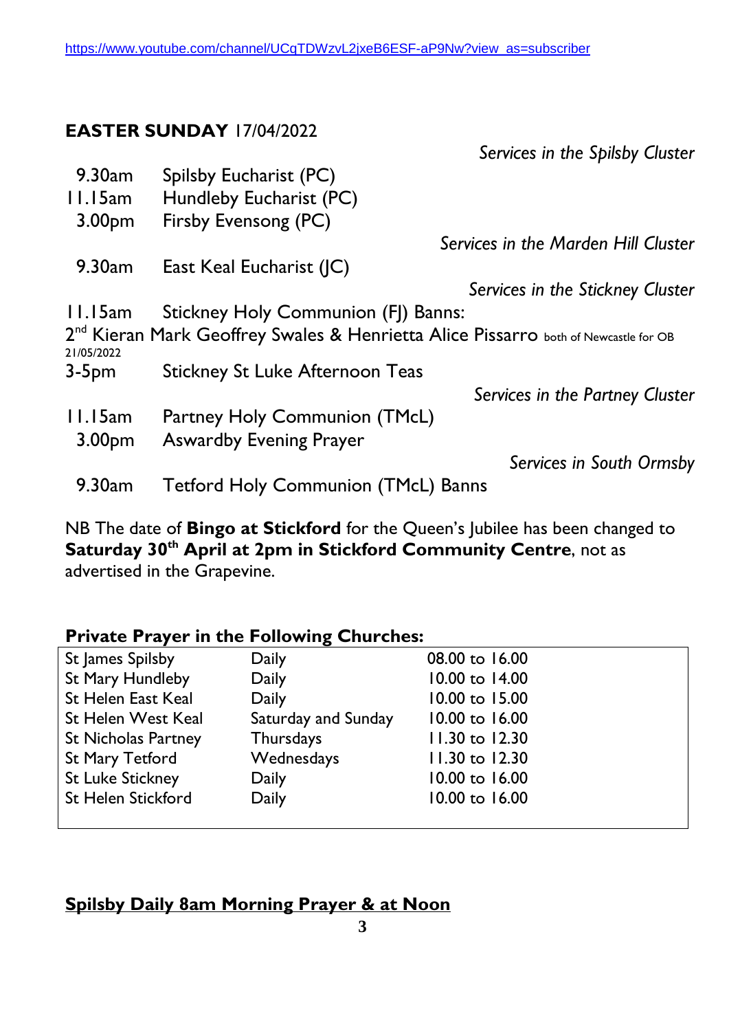https://www.youtube.com/channel/UCqTDWzvL2jxeB6ESF-aP9Nw?view_as=subscriber

**EASTER SUNDAY** 17/04/2022

*Services in the Spilsby Cluster*

9.30am Spilsby Eucharist (PC)
11.15am Hundleby Eucharist (PC)
3.00pm Firsby Evensong (PC)

*Services in the Marden Hill Cluster*

9.30am East Keal Eucharist (JC)

*Services in the Stickney Cluster*

11.15am Stickney Holy Communion (FJ) Banns:
2nd Kieran Mark Geoffrey Swales & Henrietta Alice Pissarro both of Newcastle for OB 21/05/2022
3-5pm Stickney St Luke Afternoon Teas

*Services in the Partney Cluster*

11.15am Partney Holy Communion (TMcL)
3.00pm Aswardby Evening Prayer

*Services in South Ormsby*

9.30am Tetford Holy Communion (TMcL) Banns

NB The date of **Bingo at Stickford** for the Queen's Jubilee has been changed to **Saturday 30th April at 2pm in Stickford Community Centre**, not as advertised in the Grapevine.

**Private Prayer in the Following Churches:**

| | | |
|---|---|---|
| St James Spilsby | Daily | 08.00 to 16.00 |
| St Mary Hundleby | Daily | 10.00 to 14.00 |
| St Helen East Keal | Daily | 10.00 to 15.00 |
| St Helen West Keal | Saturday and Sunday | 10.00 to 16.00 |
| St Nicholas Partney | Thursdays | 11.30 to 12.30 |
| St Mary Tetford | Wednesdays | 11.30 to 12.30 |
| St Luke Stickney | Daily | 10.00 to 16.00 |
| St Helen Stickford | Daily | 10.00 to 16.00 |

**Spilsby Daily 8am Morning Prayer & at Noon**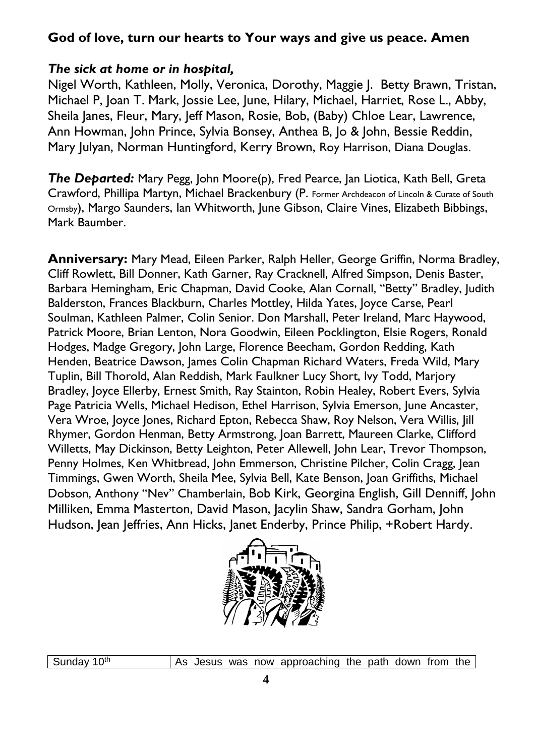**God of love, turn our hearts to Your ways and give us peace. Amen**

***The sick at home or in hospital,***
Nigel Worth, Kathleen, Molly, Veronica, Dorothy, Maggie J. Betty Brawn, Tristan, Michael P, Joan T. Mark, Jossie Lee, June, Hilary, Michael, Harriet, Rose L., Abby, Sheila Janes, Fleur, Mary, Jeff Mason, Rosie, Bob, (Baby) Chloe Lear, Lawrence, Ann Howman, John Prince, Sylvia Bonsey, Anthea B, Jo & John, Bessie Reddin, Mary Julyan, Norman Huntingford, Kerry Brown, Roy Harrison, Diana Douglas.

***The Departed:*** Mary Pegg, John Moore(p), Fred Pearce, Jan Liotica, Kath Bell, Greta Crawford, Phillipa Martyn, Michael Brackenbury (P. Former Archdeacon of Lincoln & Curate of South Ormsby), Margo Saunders, Ian Whitworth, June Gibson, Claire Vines, Elizabeth Bibbings, Mark Baumber.

**Anniversary:** Mary Mead, Eileen Parker, Ralph Heller, George Griffin, Norma Bradley, Cliff Rowlett, Bill Donner, Kath Garner, Ray Cracknell, Alfred Simpson, Denis Baster, Barbara Hemingham, Eric Chapman, David Cooke, Alan Cornall, "Betty" Bradley, Judith Balderston, Frances Blackburn, Charles Mottley, Hilda Yates, Joyce Carse, Pearl Soulman, Kathleen Palmer, Colin Senior. Don Marshall, Peter Ireland, Marc Haywood, Patrick Moore, Brian Lenton, Nora Goodwin, Eileen Pocklington, Elsie Rogers, Ronald Hodges, Madge Gregory, John Large, Florence Beecham, Gordon Redding, Kath Henden, Beatrice Dawson, James Colin Chapman Richard Waters, Freda Wild, Mary Tuplin, Bill Thorold, Alan Reddish, Mark Faulkner Lucy Short, Ivy Todd, Marjory Bradley, Joyce Ellerby, Ernest Smith, Ray Stainton, Robin Healey, Robert Evers, Sylvia Page Patricia Wells, Michael Hedison, Ethel Harrison, Sylvia Emerson, June Ancaster, Vera Wroe, Joyce Jones, Richard Epton, Rebecca Shaw, Roy Nelson, Vera Willis, Jill Rhymer, Gordon Henman, Betty Armstrong, Joan Barrett, Maureen Clarke, Clifford Willetts, May Dickinson, Betty Leighton, Peter Allewell, John Lear, Trevor Thompson, Penny Holmes, Ken Whitbread, John Emmerson, Christine Pilcher, Colin Cragg, Jean Timmings, Gwen Worth, Sheila Mee, Sylvia Bell, Kate Benson, Joan Griffiths, Michael Dobson, Anthony "Nev" Chamberlain, Bob Kirk, Georgina English, Gill Denniff, John Milliken, Emma Masterton, David Mason, Jacylin Shaw, Sandra Gorham, John Hudson, Jean Jeffries, Ann Hicks, Janet Enderby, Prince Philip, +Robert Hardy.

| Sunday 10th | As Jesus was now approaching the path down from the |
|---|---|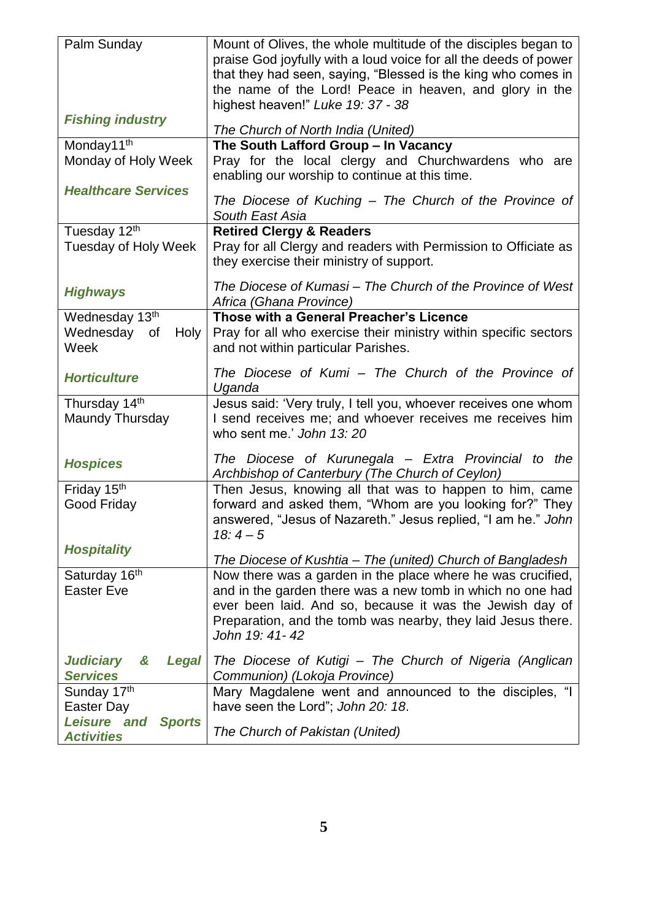| | |
|---|---|
| Palm Sunday<br><br>***Fishing industry*** | Mount of Olives, the whole multitude of the disciples began to praise God joyfully with a loud voice for all the deeds of power that they had seen, saying, "Blessed is the king who comes in the name of the Lord! Peace in heaven, and glory in the highest heaven!" *Luke 19: 37 - 38*<br><br>*The Church of North India (United)* |
| Monday11th<br>Monday of Holy Week<br><br>***Healthcare Services*** | **The South Lafford Group – In Vacancy**<br>Pray for the local clergy and Churchwardens who are enabling our worship to continue at this time.<br><br>*The Diocese of Kuching – The Church of the Province of South East Asia* |
| Tuesday 12th<br>Tuesday of Holy Week<br><br>***Highways*** | **Retired Clergy & Readers**<br>Pray for all Clergy and readers with Permission to Officiate as they exercise their ministry of support.<br><br>*The Diocese of Kumasi – The Church of the Province of West Africa (Ghana Province)* |
| Wednesday 13th<br>Wednesday of Holy Week<br><br>***Horticulture*** | **Those with a General Preacher's Licence**<br>Pray for all who exercise their ministry within specific sectors and not within particular Parishes.<br><br>*The Diocese of Kumi – The Church of the Province of Uganda* |
| Thursday 14th<br>Maundy Thursday<br><br>***Hospices*** | Jesus said: 'Very truly, I tell you, whoever receives one whom I send receives me; and whoever receives me receives him who sent me.' *John 13: 20*<br><br>*The Diocese of Kurunegala – Extra Provincial to the Archbishop of Canterbury (The Church of Ceylon)* |
| Friday 15th<br>Good Friday<br><br>***Hospitality*** | Then Jesus, knowing all that was to happen to him, came forward and asked them, "Whom are you looking for?" They answered, "Jesus of Nazareth." Jesus replied, "I am he." *John 18: 4 – 5*<br><br>*The Diocese of Kushtia – The (united) Church of Bangladesh* |
| Saturday 16th<br>Easter Eve<br><br>***Judiciary & Legal Services*** | Now there was a garden in the place where he was crucified, and in the garden there was a new tomb in which no one had ever been laid. And so, because it was the Jewish day of Preparation, and the tomb was nearby, they laid Jesus there. *John 19: 41- 42*<br><br>*The Diocese of Kutigi – The Church of Nigeria (Anglican Communion) (Lokoja Province)* |
| Sunday 17th<br>Easter Day<br>***Leisure and Sports Activities*** | Mary Magdalene went and announced to the disciples, "I have seen the Lord"; *John 20: 18*.<br><br>*The Church of Pakistan (United)* |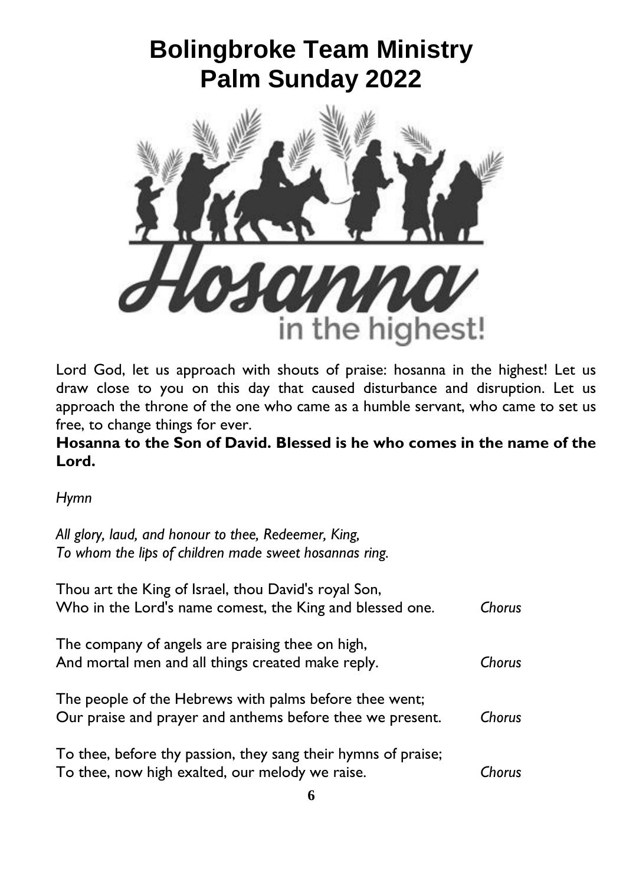# Bolingbroke Team Ministry
# Palm Sunday 2022

Hosanna in the highest!

Lord God, let us approach with shouts of praise: hosanna in the highest! Let us draw close to you on this day that caused disturbance and disruption. Let us approach the throne of the one who came as a humble servant, who came to set us free, to change things for ever.

**Hosanna to the Son of David. Blessed is he who comes in the name of the Lord.**

*Hymn*

*All glory, laud, and honour to thee, Redeemer, King,*
*To whom the lips of children made sweet hosannas ring.*

Thou art the King of Israel, thou David's royal Son,
Who in the Lord's name comest, the King and blessed one. *Chorus*

The company of angels are praising thee on high,
And mortal men and all things created make reply. *Chorus*

The people of the Hebrews with palms before thee went;
Our praise and prayer and anthems before thee we present. *Chorus*

To thee, before thy passion, they sang their hymns of praise;
To thee, now high exalted, our melody we raise. *Chorus*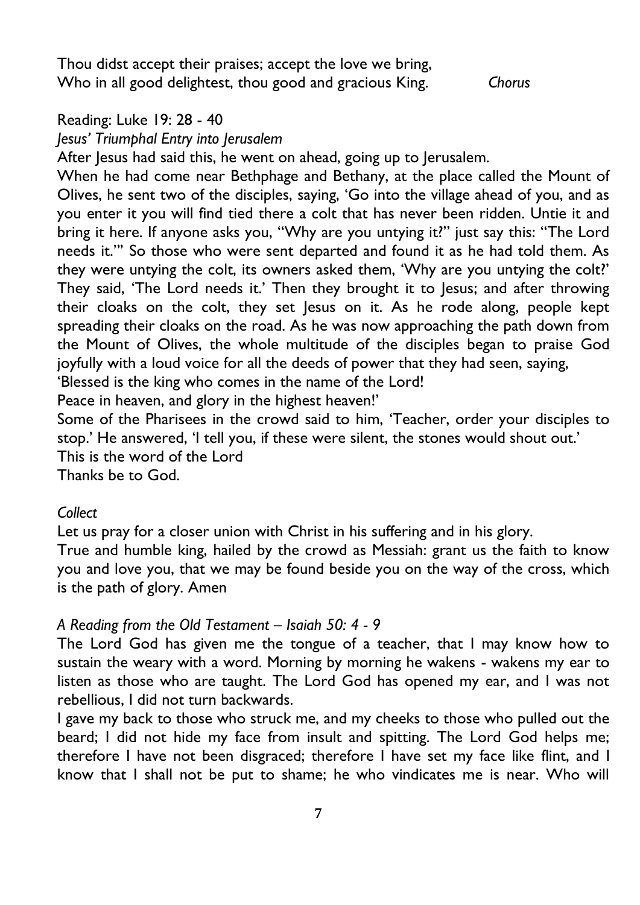Thou didst accept their praises; accept the love we bring,
Who in all good delightest, thou good and gracious King. *Chorus*

Reading: Luke 19: 28 - 40

*Jesus' Triumphal Entry into Jerusalem*

After Jesus had said this, he went on ahead, going up to Jerusalem.

When he had come near Bethphage and Bethany, at the place called the Mount of Olives, he sent two of the disciples, saying, 'Go into the village ahead of you, and as you enter it you will find tied there a colt that has never been ridden. Untie it and bring it here. If anyone asks you, "Why are you untying it?" just say this: "The Lord needs it."' So those who were sent departed and found it as he had told them. As they were untying the colt, its owners asked them, 'Why are you untying the colt?' They said, 'The Lord needs it.' Then they brought it to Jesus; and after throwing their cloaks on the colt, they set Jesus on it. As he rode along, people kept spreading their cloaks on the road. As he was now approaching the path down from the Mount of Olives, the whole multitude of the disciples began to praise God joyfully with a loud voice for all the deeds of power that they had seen, saying,

'Blessed is the king who comes in the name of the Lord!

Peace in heaven, and glory in the highest heaven!'

Some of the Pharisees in the crowd said to him, 'Teacher, order your disciples to stop.' He answered, 'I tell you, if these were silent, the stones would shout out.'

This is the word of the Lord

Thanks be to God.

*Collect*

Let us pray for a closer union with Christ in his suffering and in his glory.

True and humble king, hailed by the crowd as Messiah: grant us the faith to know you and love you, that we may be found beside you on the way of the cross, which is the path of glory. Amen

*A Reading from the Old Testament – Isaiah 50: 4 - 9*

The Lord God has given me the tongue of a teacher, that I may know how to sustain the weary with a word. Morning by morning he wakens - wakens my ear to listen as those who are taught. The Lord God has opened my ear, and I was not rebellious, I did not turn backwards.

I gave my back to those who struck me, and my cheeks to those who pulled out the beard; I did not hide my face from insult and spitting. The Lord God helps me; therefore I have not been disgraced; therefore I have set my face like flint, and I know that I shall not be put to shame; he who vindicates me is near. Who will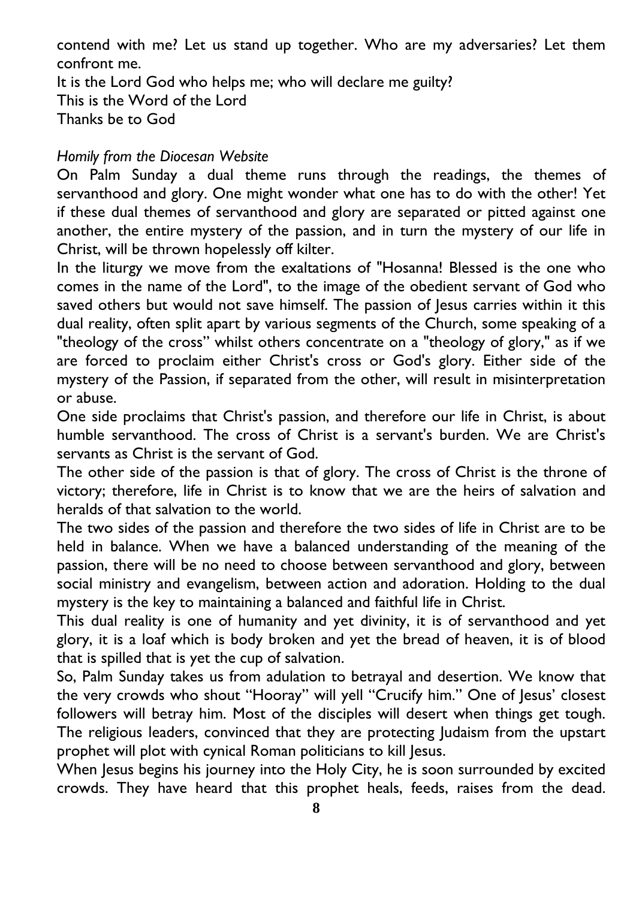contend with me? Let us stand up together. Who are my adversaries? Let them confront me.
It is the Lord God who helps me; who will declare me guilty?
This is the Word of the Lord
Thanks be to God

*Homily from the Diocesan Website*

On Palm Sunday a dual theme runs through the readings, the themes of servanthood and glory. One might wonder what one has to do with the other! Yet if these dual themes of servanthood and glory are separated or pitted against one another, the entire mystery of the passion, and in turn the mystery of our life in Christ, will be thrown hopelessly off kilter.

In the liturgy we move from the exaltations of "Hosanna! Blessed is the one who comes in the name of the Lord", to the image of the obedient servant of God who saved others but would not save himself. The passion of Jesus carries within it this dual reality, often split apart by various segments of the Church, some speaking of a "theology of the cross" whilst others concentrate on a "theology of glory," as if we are forced to proclaim either Christ's cross or God's glory. Either side of the mystery of the Passion, if separated from the other, will result in misinterpretation or abuse.

One side proclaims that Christ's passion, and therefore our life in Christ, is about humble servanthood. The cross of Christ is a servant's burden. We are Christ's servants as Christ is the servant of God.

The other side of the passion is that of glory. The cross of Christ is the throne of victory; therefore, life in Christ is to know that we are the heirs of salvation and heralds of that salvation to the world.

The two sides of the passion and therefore the two sides of life in Christ are to be held in balance. When we have a balanced understanding of the meaning of the passion, there will be no need to choose between servanthood and glory, between social ministry and evangelism, between action and adoration. Holding to the dual mystery is the key to maintaining a balanced and faithful life in Christ.

This dual reality is one of humanity and yet divinity, it is of servanthood and yet glory, it is a loaf which is body broken and yet the bread of heaven, it is of blood that is spilled that is yet the cup of salvation.

So, Palm Sunday takes us from adulation to betrayal and desertion. We know that the very crowds who shout "Hooray" will yell "Crucify him." One of Jesus' closest followers will betray him. Most of the disciples will desert when things get tough. The religious leaders, convinced that they are protecting Judaism from the upstart prophet will plot with cynical Roman politicians to kill Jesus.

When Jesus begins his journey into the Holy City, he is soon surrounded by excited crowds. They have heard that this prophet heals, feeds, raises from the dead.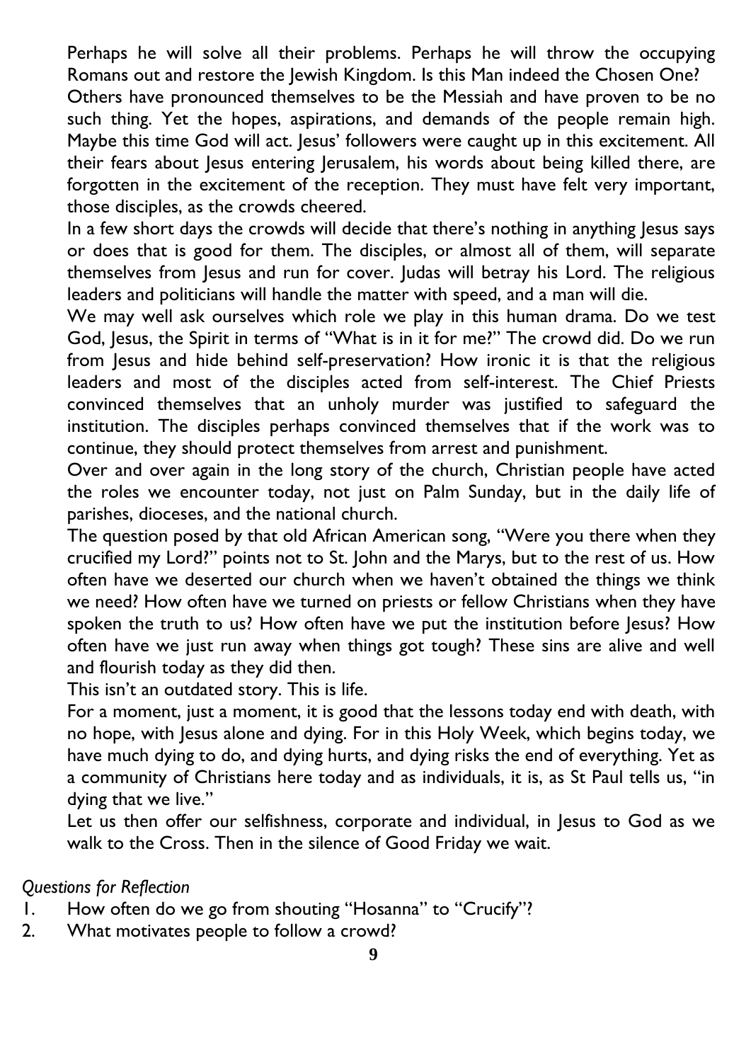Perhaps he will solve all their problems. Perhaps he will throw the occupying Romans out and restore the Jewish Kingdom. Is this Man indeed the Chosen One?

Others have pronounced themselves to be the Messiah and have proven to be no such thing. Yet the hopes, aspirations, and demands of the people remain high. Maybe this time God will act. Jesus' followers were caught up in this excitement. All their fears about Jesus entering Jerusalem, his words about being killed there, are forgotten in the excitement of the reception. They must have felt very important, those disciples, as the crowds cheered.

In a few short days the crowds will decide that there's nothing in anything Jesus says or does that is good for them. The disciples, or almost all of them, will separate themselves from Jesus and run for cover. Judas will betray his Lord. The religious leaders and politicians will handle the matter with speed, and a man will die.

We may well ask ourselves which role we play in this human drama. Do we test God, Jesus, the Spirit in terms of "What is in it for me?" The crowd did. Do we run from Jesus and hide behind self-preservation? How ironic it is that the religious leaders and most of the disciples acted from self-interest. The Chief Priests convinced themselves that an unholy murder was justified to safeguard the institution. The disciples perhaps convinced themselves that if the work was to continue, they should protect themselves from arrest and punishment.

Over and over again in the long story of the church, Christian people have acted the roles we encounter today, not just on Palm Sunday, but in the daily life of parishes, dioceses, and the national church.

The question posed by that old African American song, "Were you there when they crucified my Lord?" points not to St. John and the Marys, but to the rest of us. How often have we deserted our church when we haven't obtained the things we think we need? How often have we turned on priests or fellow Christians when they have spoken the truth to us? How often have we put the institution before Jesus? How often have we just run away when things got tough? These sins are alive and well and flourish today as they did then.

This isn't an outdated story. This is life.

For a moment, just a moment, it is good that the lessons today end with death, with no hope, with Jesus alone and dying. For in this Holy Week, which begins today, we have much dying to do, and dying hurts, and dying risks the end of everything. Yet as a community of Christians here today and as individuals, it is, as St Paul tells us, "in dying that we live."

Let us then offer our selfishness, corporate and individual, in Jesus to God as we walk to the Cross. Then in the silence of Good Friday we wait.

*Questions for Reflection*

1. How often do we go from shouting "Hosanna" to "Crucify"?
2. What motivates people to follow a crowd?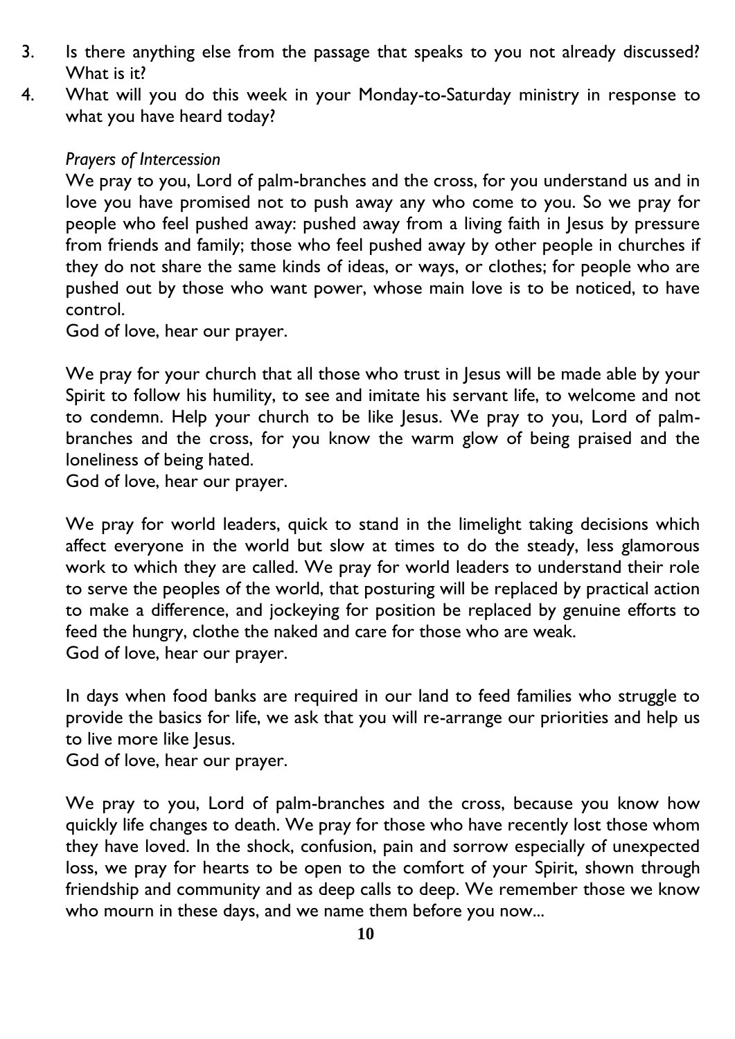3. Is there anything else from the passage that speaks to you not already discussed? What is it?
4. What will you do this week in your Monday-to-Saturday ministry in response to what you have heard today?

*Prayers of Intercession*

We pray to you, Lord of palm-branches and the cross, for you understand us and in love you have promised not to push away any who come to you. So we pray for people who feel pushed away: pushed away from a living faith in Jesus by pressure from friends and family; those who feel pushed away by other people in churches if they do not share the same kinds of ideas, or ways, or clothes; for people who are pushed out by those who want power, whose main love is to be noticed, to have control.
God of love, hear our prayer.

We pray for your church that all those who trust in Jesus will be made able by your Spirit to follow his humility, to see and imitate his servant life, to welcome and not to condemn. Help your church to be like Jesus. We pray to you, Lord of palm-branches and the cross, for you know the warm glow of being praised and the loneliness of being hated.
God of love, hear our prayer.

We pray for world leaders, quick to stand in the limelight taking decisions which affect everyone in the world but slow at times to do the steady, less glamorous work to which they are called. We pray for world leaders to understand their role to serve the peoples of the world, that posturing will be replaced by practical action to make a difference, and jockeying for position be replaced by genuine efforts to feed the hungry, clothe the naked and care for those who are weak.
God of love, hear our prayer.

In days when food banks are required in our land to feed families who struggle to provide the basics for life, we ask that you will re-arrange our priorities and help us to live more like Jesus.
God of love, hear our prayer.

We pray to you, Lord of palm-branches and the cross, because you know how quickly life changes to death. We pray for those who have recently lost those whom they have loved. In the shock, confusion, pain and sorrow especially of unexpected loss, we pray for hearts to be open to the comfort of your Spirit, shown through friendship and community and as deep calls to deep. We remember those we know who mourn in these days, and we name them before you now...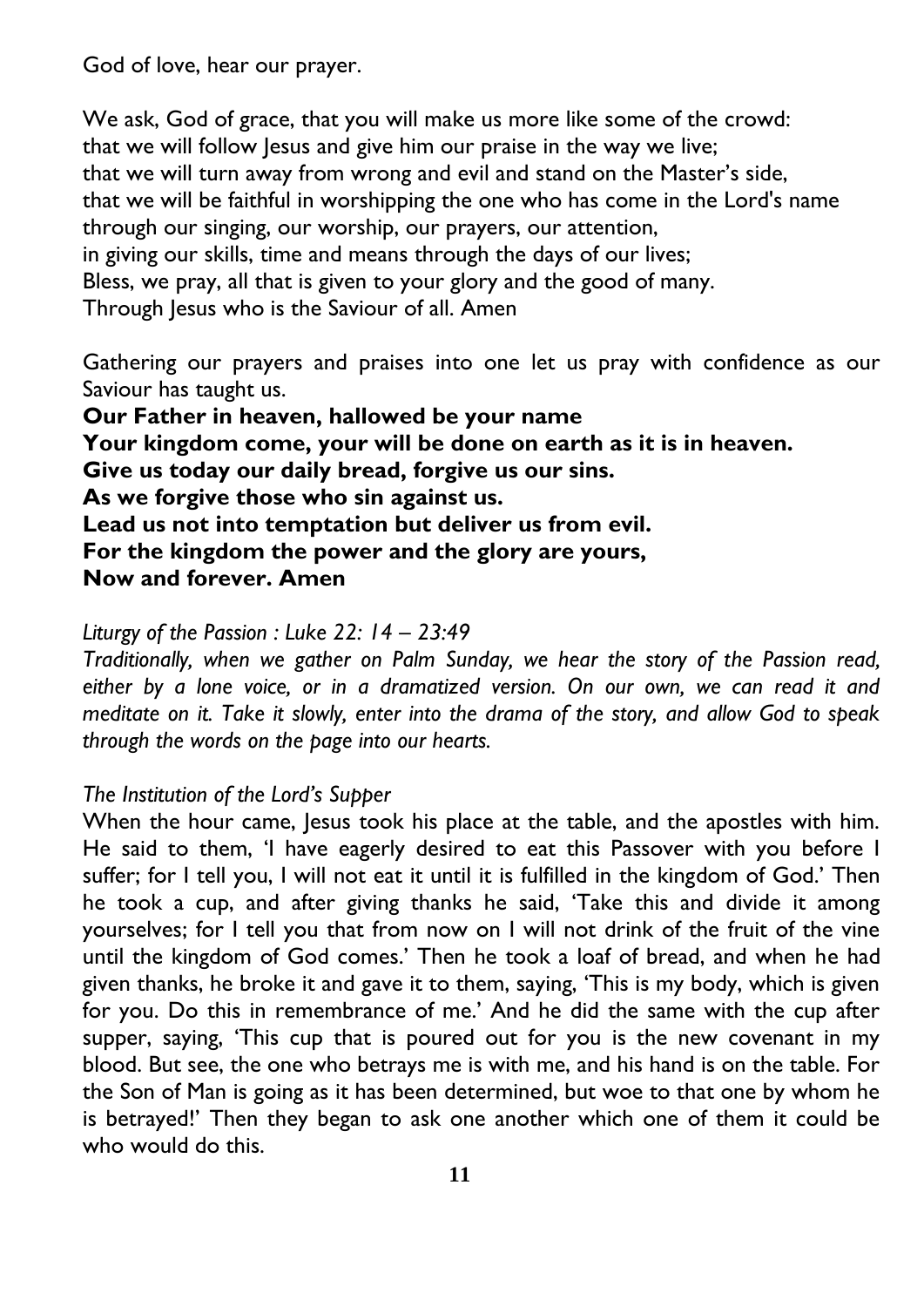God of love, hear our prayer.

We ask, God of grace, that you will make us more like some of the crowd:
that we will follow Jesus and give him our praise in the way we live;
that we will turn away from wrong and evil and stand on the Master's side,
that we will be faithful in worshipping the one who has come in the Lord's name
through our singing, our worship, our prayers, our attention,
in giving our skills, time and means through the days of our lives;
Bless, we pray, all that is given to your glory and the good of many.
Through Jesus who is the Saviour of all. Amen

Gathering our prayers and praises into one let us pray with confidence as our Saviour has taught us.

**Our Father in heaven, hallowed be your name**
**Your kingdom come, your will be done on earth as it is in heaven.**
**Give us today our daily bread, forgive us our sins.**
**As we forgive those who sin against us.**
**Lead us not into temptation but deliver us from evil.**
**For the kingdom the power and the glory are yours,**
**Now and forever. Amen**

*Liturgy of the Passion : Luke 22: 14 – 23:49*
*Traditionally, when we gather on Palm Sunday, we hear the story of the Passion read, either by a lone voice, or in a dramatized version. On our own, we can read it and meditate on it. Take it slowly, enter into the drama of the story, and allow God to speak through the words on the page into our hearts.*

*The Institution of the Lord's Supper*
When the hour came, Jesus took his place at the table, and the apostles with him. He said to them, 'I have eagerly desired to eat this Passover with you before I suffer; for I tell you, I will not eat it until it is fulfilled in the kingdom of God.' Then he took a cup, and after giving thanks he said, 'Take this and divide it among yourselves; for I tell you that from now on I will not drink of the fruit of the vine until the kingdom of God comes.' Then he took a loaf of bread, and when he had given thanks, he broke it and gave it to them, saying, 'This is my body, which is given for you. Do this in remembrance of me.' And he did the same with the cup after supper, saying, 'This cup that is poured out for you is the new covenant in my blood. But see, the one who betrays me is with me, and his hand is on the table. For the Son of Man is going as it has been determined, but woe to that one by whom he is betrayed!' Then they began to ask one another which one of them it could be who would do this.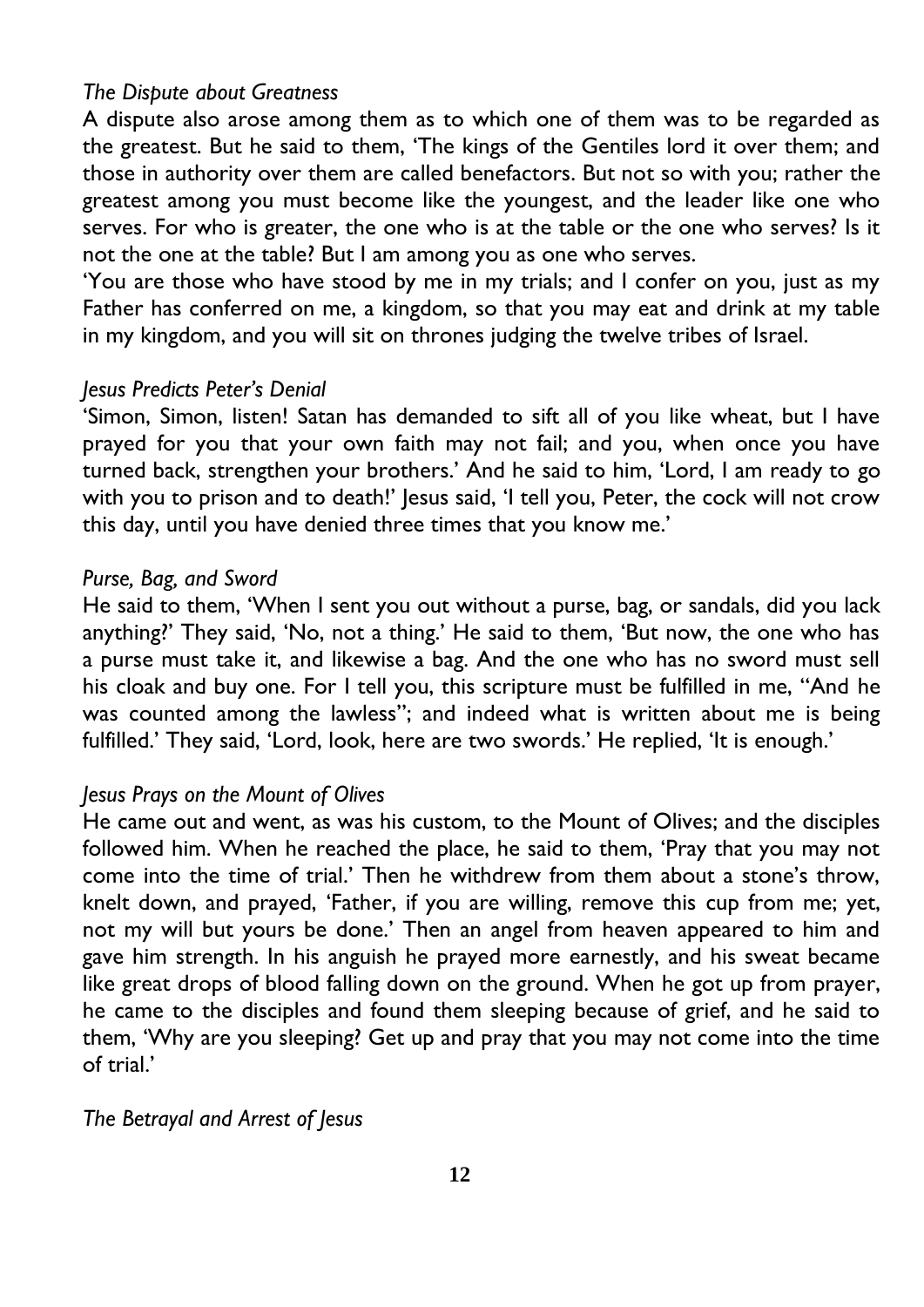*The Dispute about Greatness*

A dispute also arose among them as to which one of them was to be regarded as the greatest. But he said to them, 'The kings of the Gentiles lord it over them; and those in authority over them are called benefactors. But not so with you; rather the greatest among you must become like the youngest, and the leader like one who serves. For who is greater, the one who is at the table or the one who serves? Is it not the one at the table? But I am among you as one who serves.

'You are those who have stood by me in my trials; and I confer on you, just as my Father has conferred on me, a kingdom, so that you may eat and drink at my table in my kingdom, and you will sit on thrones judging the twelve tribes of Israel.

*Jesus Predicts Peter's Denial*

'Simon, Simon, listen! Satan has demanded to sift all of you like wheat, but I have prayed for you that your own faith may not fail; and you, when once you have turned back, strengthen your brothers.' And he said to him, 'Lord, I am ready to go with you to prison and to death!' Jesus said, 'I tell you, Peter, the cock will not crow this day, until you have denied three times that you know me.'

*Purse, Bag, and Sword*

He said to them, 'When I sent you out without a purse, bag, or sandals, did you lack anything?' They said, 'No, not a thing.' He said to them, 'But now, the one who has a purse must take it, and likewise a bag. And the one who has no sword must sell his cloak and buy one. For I tell you, this scripture must be fulfilled in me, "And he was counted among the lawless"; and indeed what is written about me is being fulfilled.' They said, 'Lord, look, here are two swords.' He replied, 'It is enough.'

*Jesus Prays on the Mount of Olives*

He came out and went, as was his custom, to the Mount of Olives; and the disciples followed him. When he reached the place, he said to them, 'Pray that you may not come into the time of trial.' Then he withdrew from them about a stone's throw, knelt down, and prayed, 'Father, if you are willing, remove this cup from me; yet, not my will but yours be done.' Then an angel from heaven appeared to him and gave him strength. In his anguish he prayed more earnestly, and his sweat became like great drops of blood falling down on the ground. When he got up from prayer, he came to the disciples and found them sleeping because of grief, and he said to them, 'Why are you sleeping? Get up and pray that you may not come into the time of trial.'

*The Betrayal and Arrest of Jesus*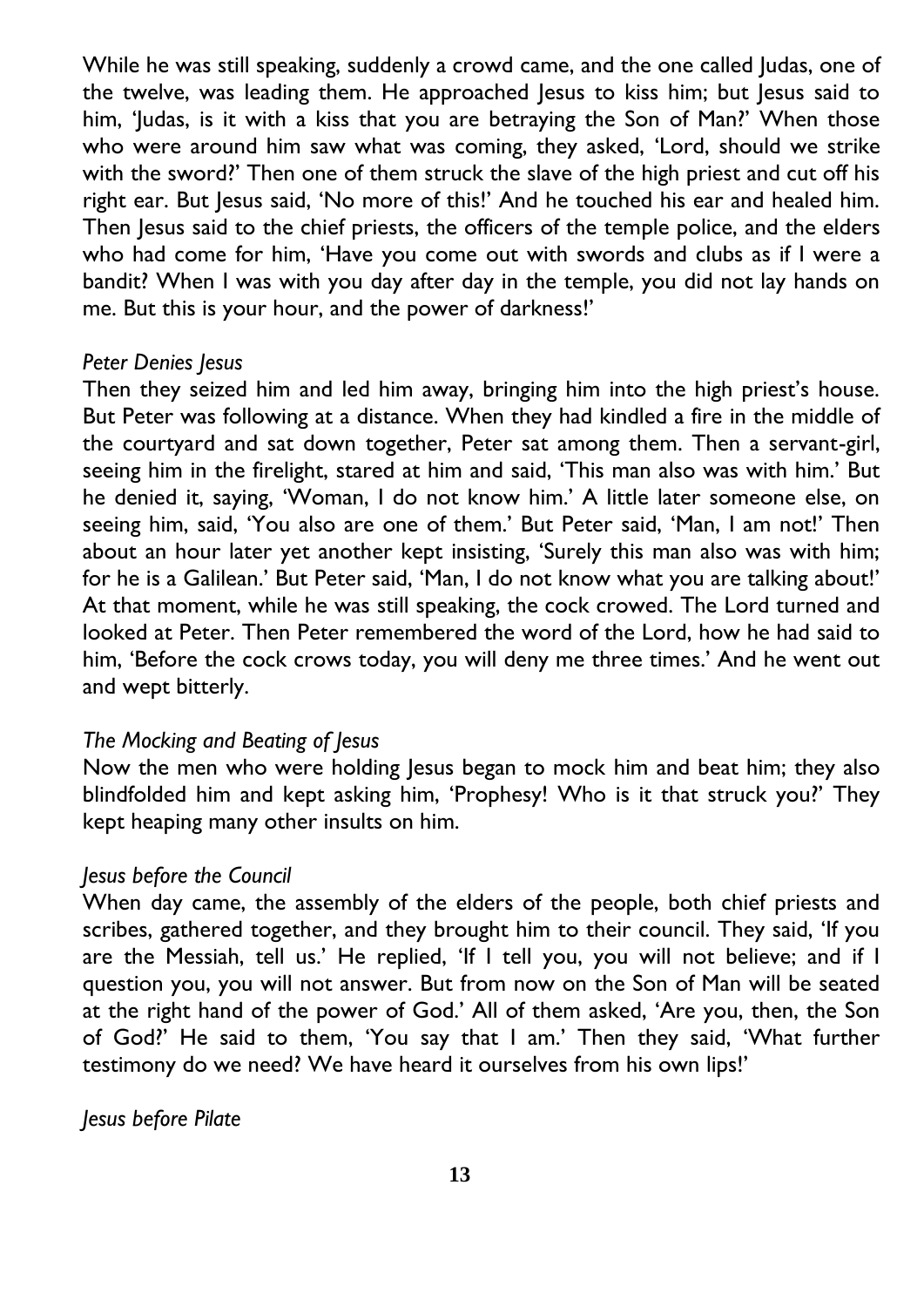While he was still speaking, suddenly a crowd came, and the one called Judas, one of the twelve, was leading them. He approached Jesus to kiss him; but Jesus said to him, 'Judas, is it with a kiss that you are betraying the Son of Man?' When those who were around him saw what was coming, they asked, 'Lord, should we strike with the sword?' Then one of them struck the slave of the high priest and cut off his right ear. But Jesus said, 'No more of this!' And he touched his ear and healed him. Then Jesus said to the chief priests, the officers of the temple police, and the elders who had come for him, 'Have you come out with swords and clubs as if I were a bandit? When I was with you day after day in the temple, you did not lay hands on me. But this is your hour, and the power of darkness!'

*Peter Denies Jesus*

Then they seized him and led him away, bringing him into the high priest's house. But Peter was following at a distance. When they had kindled a fire in the middle of the courtyard and sat down together, Peter sat among them. Then a servant-girl, seeing him in the firelight, stared at him and said, 'This man also was with him.' But he denied it, saying, 'Woman, I do not know him.' A little later someone else, on seeing him, said, 'You also are one of them.' But Peter said, 'Man, I am not!' Then about an hour later yet another kept insisting, 'Surely this man also was with him; for he is a Galilean.' But Peter said, 'Man, I do not know what you are talking about!' At that moment, while he was still speaking, the cock crowed. The Lord turned and looked at Peter. Then Peter remembered the word of the Lord, how he had said to him, 'Before the cock crows today, you will deny me three times.' And he went out and wept bitterly.

*The Mocking and Beating of Jesus*

Now the men who were holding Jesus began to mock him and beat him; they also blindfolded him and kept asking him, 'Prophesy! Who is it that struck you?' They kept heaping many other insults on him.

*Jesus before the Council*

When day came, the assembly of the elders of the people, both chief priests and scribes, gathered together, and they brought him to their council. They said, 'If you are the Messiah, tell us.' He replied, 'If I tell you, you will not believe; and if I question you, you will not answer. But from now on the Son of Man will be seated at the right hand of the power of God.' All of them asked, 'Are you, then, the Son of God?' He said to them, 'You say that I am.' Then they said, 'What further testimony do we need? We have heard it ourselves from his own lips!'

*Jesus before Pilate*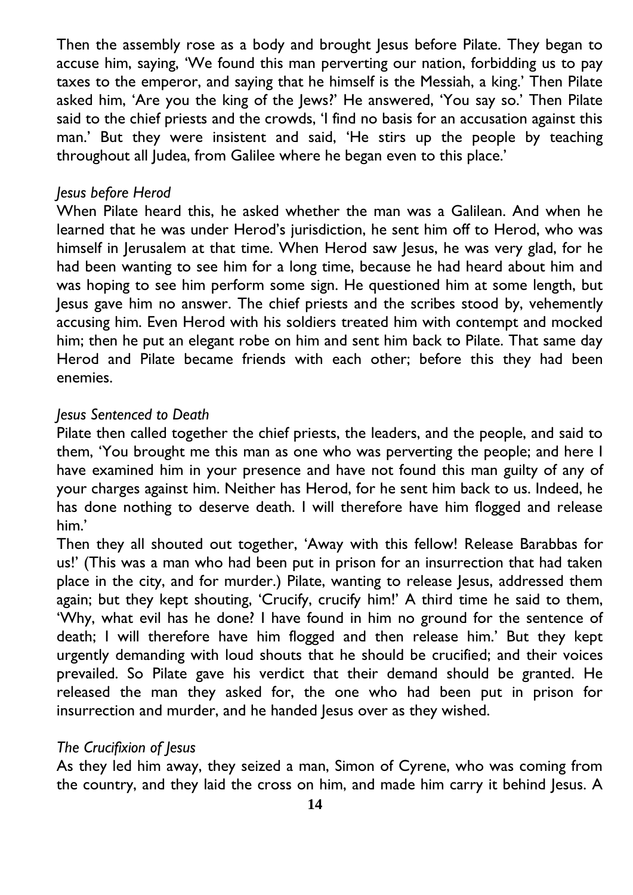Then the assembly rose as a body and brought Jesus before Pilate. They began to accuse him, saying, 'We found this man perverting our nation, forbidding us to pay taxes to the emperor, and saying that he himself is the Messiah, a king.' Then Pilate asked him, 'Are you the king of the Jews?' He answered, 'You say so.' Then Pilate said to the chief priests and the crowds, 'I find no basis for an accusation against this man.' But they were insistent and said, 'He stirs up the people by teaching throughout all Judea, from Galilee where he began even to this place.'

*Jesus before Herod*

When Pilate heard this, he asked whether the man was a Galilean. And when he learned that he was under Herod's jurisdiction, he sent him off to Herod, who was himself in Jerusalem at that time. When Herod saw Jesus, he was very glad, for he had been wanting to see him for a long time, because he had heard about him and was hoping to see him perform some sign. He questioned him at some length, but Jesus gave him no answer. The chief priests and the scribes stood by, vehemently accusing him. Even Herod with his soldiers treated him with contempt and mocked him; then he put an elegant robe on him and sent him back to Pilate. That same day Herod and Pilate became friends with each other; before this they had been enemies.

*Jesus Sentenced to Death*

Pilate then called together the chief priests, the leaders, and the people, and said to them, 'You brought me this man as one who was perverting the people; and here I have examined him in your presence and have not found this man guilty of any of your charges against him. Neither has Herod, for he sent him back to us. Indeed, he has done nothing to deserve death. I will therefore have him flogged and release him.'

Then they all shouted out together, 'Away with this fellow! Release Barabbas for us!' (This was a man who had been put in prison for an insurrection that had taken place in the city, and for murder.) Pilate, wanting to release Jesus, addressed them again; but they kept shouting, 'Crucify, crucify him!' A third time he said to them, 'Why, what evil has he done? I have found in him no ground for the sentence of death; I will therefore have him flogged and then release him.' But they kept urgently demanding with loud shouts that he should be crucified; and their voices prevailed. So Pilate gave his verdict that their demand should be granted. He released the man they asked for, the one who had been put in prison for insurrection and murder, and he handed Jesus over as they wished.

*The Crucifixion of Jesus*

As they led him away, they seized a man, Simon of Cyrene, who was coming from the country, and they laid the cross on him, and made him carry it behind Jesus. A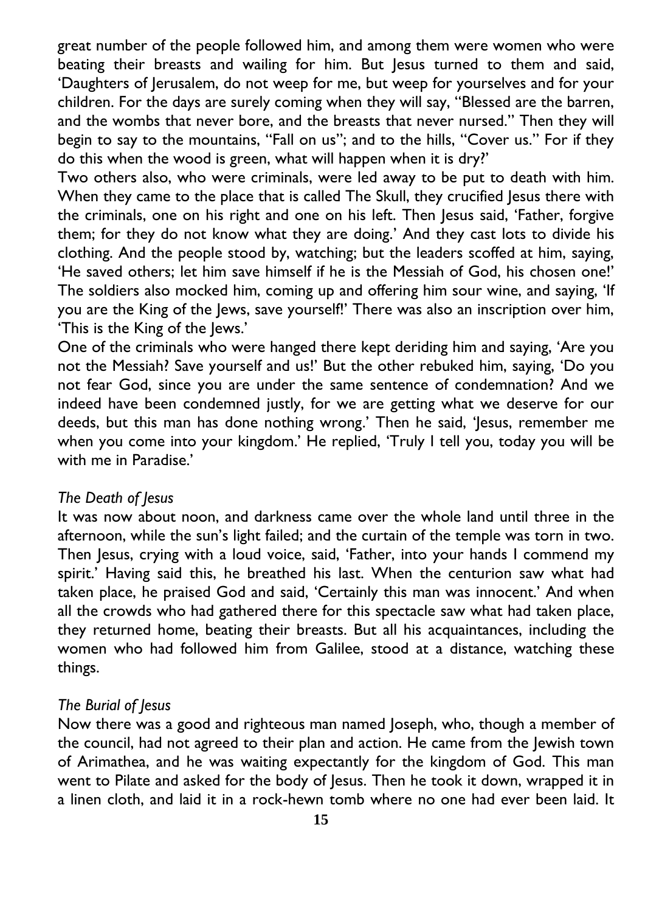great number of the people followed him, and among them were women who were beating their breasts and wailing for him. But Jesus turned to them and said, 'Daughters of Jerusalem, do not weep for me, but weep for yourselves and for your children. For the days are surely coming when they will say, "Blessed are the barren, and the wombs that never bore, and the breasts that never nursed." Then they will begin to say to the mountains, "Fall on us"; and to the hills, "Cover us." For if they do this when the wood is green, what will happen when it is dry?'

Two others also, who were criminals, were led away to be put to death with him. When they came to the place that is called The Skull, they crucified Jesus there with the criminals, one on his right and one on his left. Then Jesus said, 'Father, forgive them; for they do not know what they are doing.' And they cast lots to divide his clothing. And the people stood by, watching; but the leaders scoffed at him, saying, 'He saved others; let him save himself if he is the Messiah of God, his chosen one!' The soldiers also mocked him, coming up and offering him sour wine, and saying, 'If you are the King of the Jews, save yourself!' There was also an inscription over him, 'This is the King of the Jews.'

One of the criminals who were hanged there kept deriding him and saying, 'Are you not the Messiah? Save yourself and us!' But the other rebuked him, saying, 'Do you not fear God, since you are under the same sentence of condemnation? And we indeed have been condemned justly, for we are getting what we deserve for our deeds, but this man has done nothing wrong.' Then he said, 'Jesus, remember me when you come into your kingdom.' He replied, 'Truly I tell you, today you will be with me in Paradise.'

*The Death of Jesus*

It was now about noon, and darkness came over the whole land until three in the afternoon, while the sun's light failed; and the curtain of the temple was torn in two. Then Jesus, crying with a loud voice, said, 'Father, into your hands I commend my spirit.' Having said this, he breathed his last. When the centurion saw what had taken place, he praised God and said, 'Certainly this man was innocent.' And when all the crowds who had gathered there for this spectacle saw what had taken place, they returned home, beating their breasts. But all his acquaintances, including the women who had followed him from Galilee, stood at a distance, watching these things.

*The Burial of Jesus*

Now there was a good and righteous man named Joseph, who, though a member of the council, had not agreed to their plan and action. He came from the Jewish town of Arimathea, and he was waiting expectantly for the kingdom of God. This man went to Pilate and asked for the body of Jesus. Then he took it down, wrapped it in a linen cloth, and laid it in a rock-hewn tomb where no one had ever been laid. It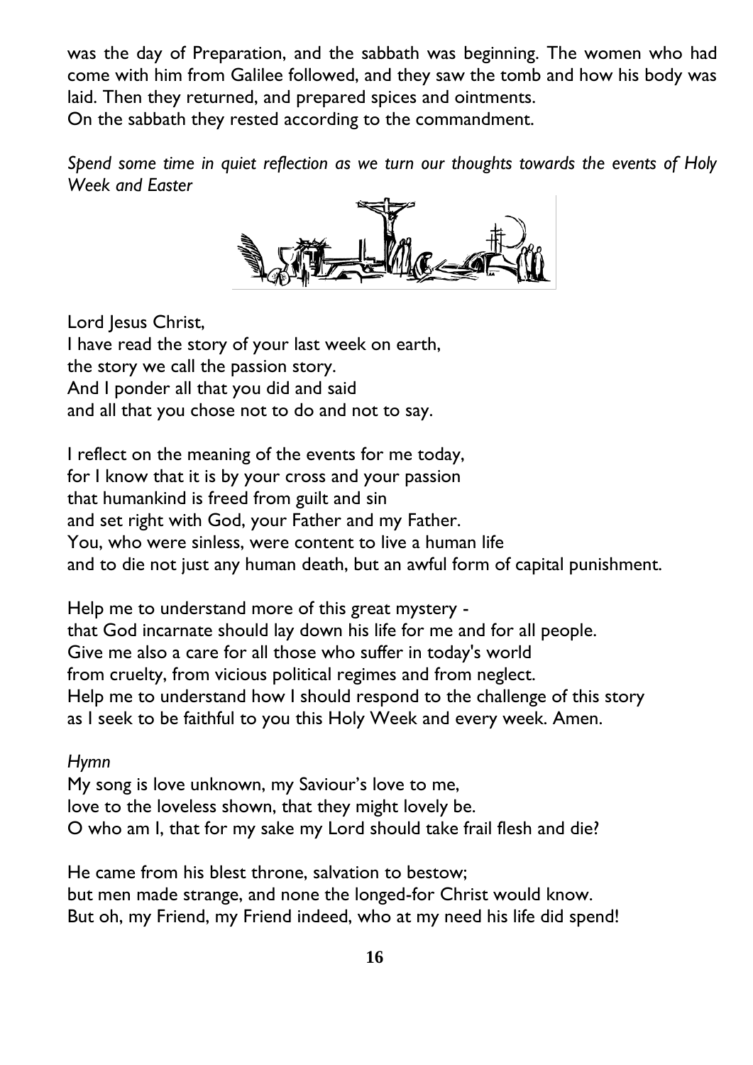was the day of Preparation, and the sabbath was beginning. The women who had come with him from Galilee followed, and they saw the tomb and how his body was laid. Then they returned, and prepared spices and ointments.
On the sabbath they rested according to the commandment.

*Spend some time in quiet reflection as we turn our thoughts towards the events of Holy Week and Easter*

Lord Jesus Christ,
I have read the story of your last week on earth,
the story we call the passion story.
And I ponder all that you did and said
and all that you chose not to do and not to say.

I reflect on the meaning of the events for me today,
for I know that it is by your cross and your passion
that humankind is freed from guilt and sin
and set right with God, your Father and my Father.
You, who were sinless, were content to live a human life
and to die not just any human death, but an awful form of capital punishment.

Help me to understand more of this great mystery -
that God incarnate should lay down his life for me and for all people.
Give me also a care for all those who suffer in today's world
from cruelty, from vicious political regimes and from neglect.
Help me to understand how I should respond to the challenge of this story
as I seek to be faithful to you this Holy Week and every week. Amen.

*Hymn*

My song is love unknown, my Saviour's love to me,
love to the loveless shown, that they might lovely be.
O who am I, that for my sake my Lord should take frail flesh and die?

He came from his blest throne, salvation to bestow;
but men made strange, and none the longed-for Christ would know.
But oh, my Friend, my Friend indeed, who at my need his life did spend!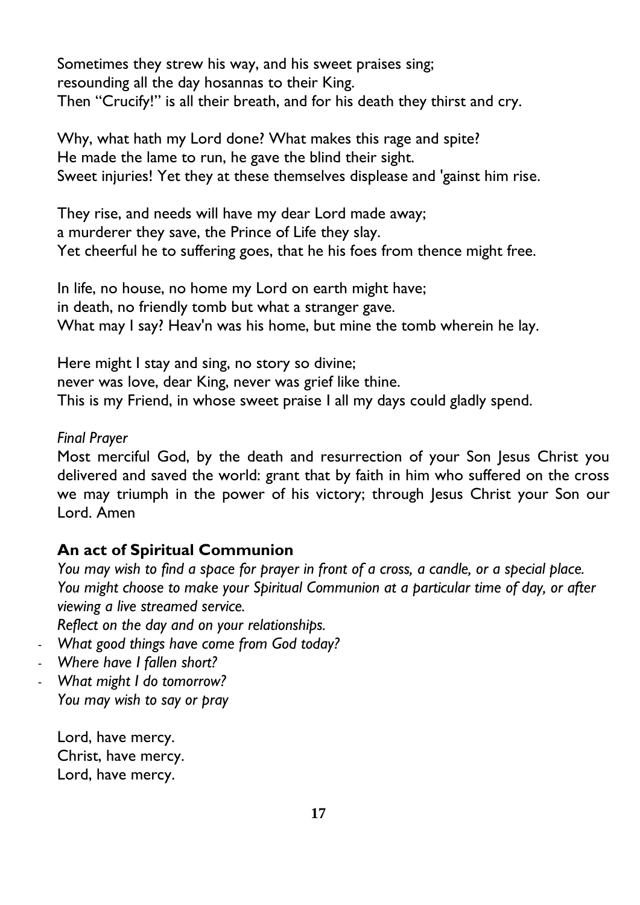Sometimes they strew his way, and his sweet praises sing;
resounding all the day hosannas to their King.
Then "Crucify!" is all their breath, and for his death they thirst and cry.

Why, what hath my Lord done? What makes this rage and spite?
He made the lame to run, he gave the blind their sight.
Sweet injuries! Yet they at these themselves displease and 'gainst him rise.

They rise, and needs will have my dear Lord made away;
a murderer they save, the Prince of Life they slay.
Yet cheerful he to suffering goes, that he his foes from thence might free.

In life, no house, no home my Lord on earth might have;
in death, no friendly tomb but what a stranger gave.
What may I say? Heav'n was his home, but mine the tomb wherein he lay.

Here might I stay and sing, no story so divine;
never was love, dear King, never was grief like thine.
This is my Friend, in whose sweet praise I all my days could gladly spend.

*Final Prayer*

Most merciful God, by the death and resurrection of your Son Jesus Christ you delivered and saved the world: grant that by faith in him who suffered on the cross we may triumph in the power of his victory; through Jesus Christ your Son our Lord. Amen

## An act of Spiritual Communion

*You may wish to find a space for prayer in front of a cross, a candle, or a special place. You might choose to make your Spiritual Communion at a particular time of day, or after viewing a live streamed service.*

*Reflect on the day and on your relationships.*

- *What good things have come from God today?*
- *Where have I fallen short?*
- *What might I do tomorrow?*

*You may wish to say or pray*

Lord, have mercy.
Christ, have mercy.
Lord, have mercy.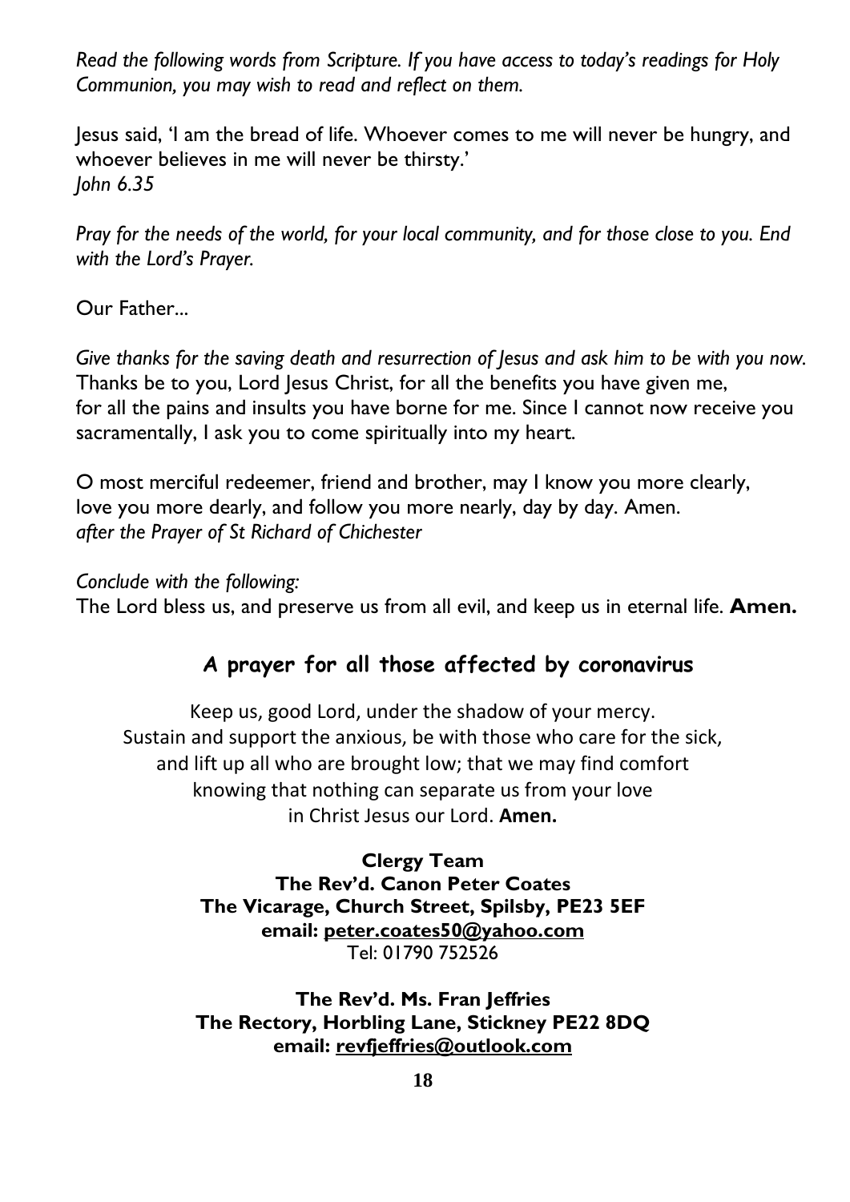*Read the following words from Scripture. If you have access to today's readings for Holy Communion, you may wish to read and reflect on them.*

Jesus said, 'I am the bread of life. Whoever comes to me will never be hungry, and whoever believes in me will never be thirsty.'
*John 6.35*

*Pray for the needs of the world, for your local community, and for those close to you. End with the Lord's Prayer.*

Our Father...

*Give thanks for the saving death and resurrection of Jesus and ask him to be with you now.*
Thanks be to you, Lord Jesus Christ, for all the benefits you have given me, for all the pains and insults you have borne for me. Since I cannot now receive you sacramentally, I ask you to come spiritually into my heart.

O most merciful redeemer, friend and brother, may I know you more clearly, love you more dearly, and follow you more nearly, day by day. Amen.
*after the Prayer of St Richard of Chichester*

*Conclude with the following:*
The Lord bless us, and preserve us from all evil, and keep us in eternal life. **Amen.**

## A prayer for all those affected by coronavirus

Keep us, good Lord, under the shadow of your mercy.
Sustain and support the anxious, be with those who care for the sick,
and lift up all who are brought low; that we may find comfort
knowing that nothing can separate us from your love
in Christ Jesus our Lord. **Amen.**

**Clergy Team**
**The Rev'd. Canon Peter Coates**
**The Vicarage, Church Street, Spilsby, PE23 5EF**
**email: peter.coates50@yahoo.com**
Tel: 01790 752526

**The Rev'd. Ms. Fran Jeffries**
**The Rectory, Horbling Lane, Stickney PE22 8DQ**
**email: revfjeffries@outlook.com**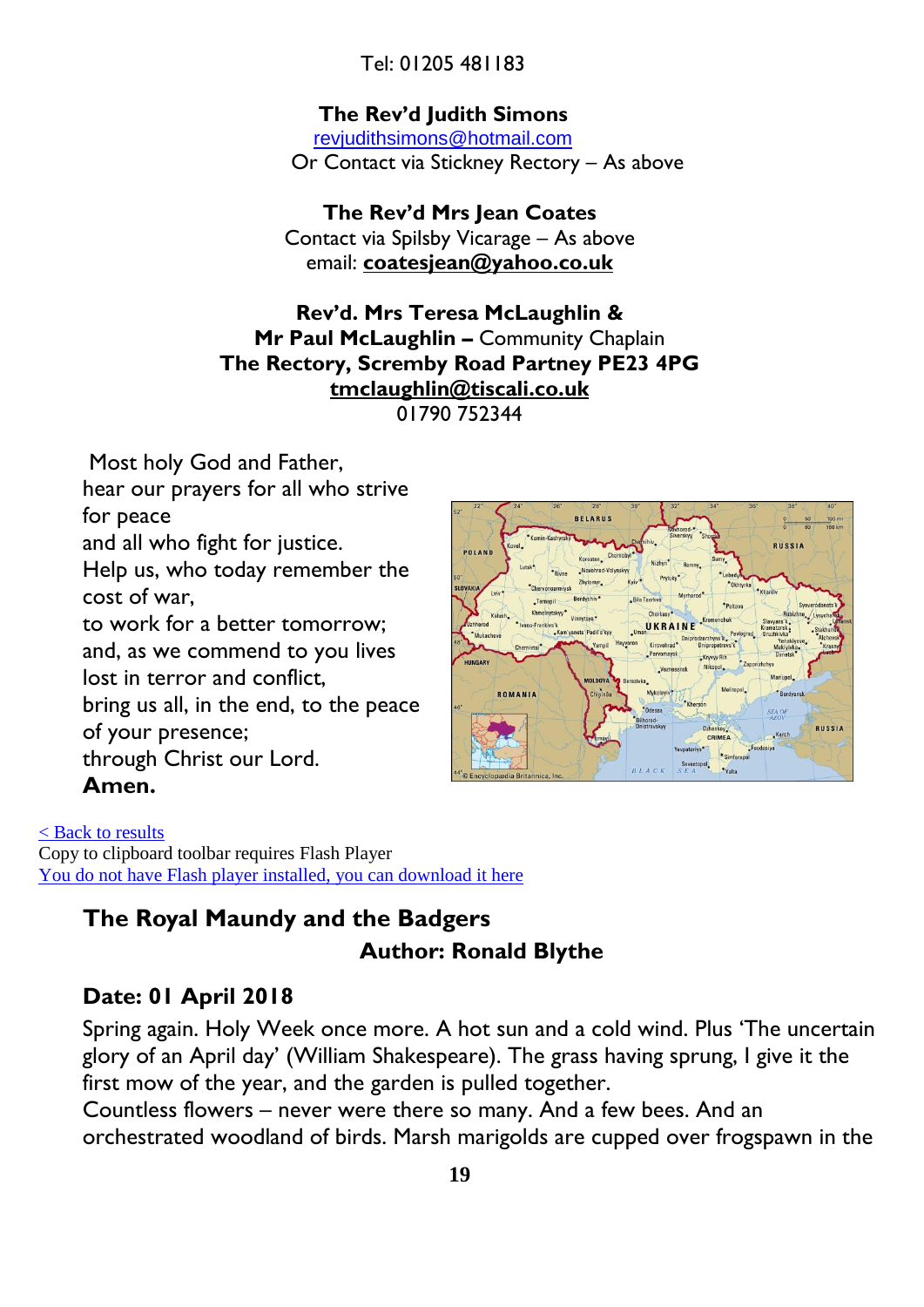Tel: 01205 481183

**The Rev'd Judith Simons**
revjudithsimons@hotmail.com
Or Contact via Stickney Rectory – As above

**The Rev'd Mrs Jean Coates**
Contact via Spilsby Vicarage – As above
email: **coatesjean@yahoo.co.uk**

**Rev'd. Mrs Teresa McLaughlin &**
**Mr Paul McLaughlin –** Community Chaplain
**The Rectory, Scremby Road Partney PE23 4PG**
**tmclaughlin@tiscali.co.uk**
01790 752344

Most holy God and Father,
hear our prayers for all who strive for peace
and all who fight for justice.
Help us, who today remember the cost of war,
to work for a better tomorrow;
and, as we commend to you lives lost in terror and conflict,
bring us all, in the end, to the peace of your presence;
through Christ our Lord.
**Amen.**

< Back to results
Copy to clipboard toolbar requires Flash Player
You do not have Flash player installed, you can download it here

## The Royal Maundy and the Badgers

**Author: Ronald Blythe**

**Date: 01 April 2018**

Spring again. Holy Week once more. A hot sun and a cold wind. Plus 'The uncertain glory of an April day' (William Shakespeare). The grass having sprung, I give it the first mow of the year, and the garden is pulled together.
Countless flowers – never were there so many. And a few bees. And an orchestrated woodland of birds. Marsh marigolds are cupped over frogspawn in the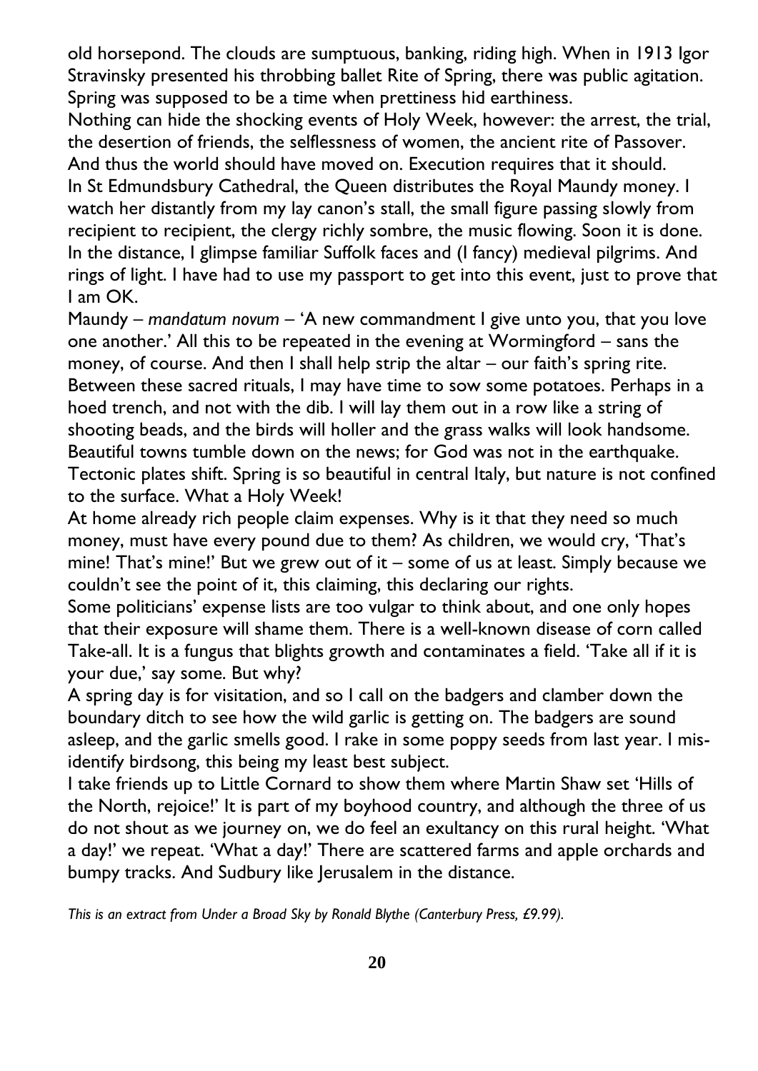old horsepond. The clouds are sumptuous, banking, riding high. When in 1913 Igor Stravinsky presented his throbbing ballet Rite of Spring, there was public agitation. Spring was supposed to be a time when prettiness hid earthiness.

Nothing can hide the shocking events of Holy Week, however: the arrest, the trial, the desertion of friends, the selflessness of women, the ancient rite of Passover. And thus the world should have moved on. Execution requires that it should.

In St Edmundsbury Cathedral, the Queen distributes the Royal Maundy money. I watch her distantly from my lay canon's stall, the small figure passing slowly from recipient to recipient, the clergy richly sombre, the music flowing. Soon it is done. In the distance, I glimpse familiar Suffolk faces and (I fancy) medieval pilgrims. And rings of light. I have had to use my passport to get into this event, just to prove that I am OK.

Maundy – *mandatum novum* – 'A new commandment I give unto you, that you love one another.' All this to be repeated in the evening at Wormingford – sans the money, of course. And then I shall help strip the altar – our faith's spring rite. Between these sacred rituals, I may have time to sow some potatoes. Perhaps in a hoed trench, and not with the dib. I will lay them out in a row like a string of shooting beads, and the birds will holler and the grass walks will look handsome. Beautiful towns tumble down on the news; for God was not in the earthquake. Tectonic plates shift. Spring is so beautiful in central Italy, but nature is not confined to the surface. What a Holy Week!

At home already rich people claim expenses. Why is it that they need so much money, must have every pound due to them? As children, we would cry, 'That's mine! That's mine!' But we grew out of it – some of us at least. Simply because we couldn't see the point of it, this claiming, this declaring our rights.

Some politicians' expense lists are too vulgar to think about, and one only hopes that their exposure will shame them. There is a well-known disease of corn called Take-all. It is a fungus that blights growth and contaminates a field. 'Take all if it is your due,' say some. But why?

A spring day is for visitation, and so I call on the badgers and clamber down the boundary ditch to see how the wild garlic is getting on. The badgers are sound asleep, and the garlic smells good. I rake in some poppy seeds from last year. I mis-identify birdsong, this being my least best subject.

I take friends up to Little Cornard to show them where Martin Shaw set 'Hills of the North, rejoice!' It is part of my boyhood country, and although the three of us do not shout as we journey on, we do feel an exultancy on this rural height. 'What a day!' we repeat. 'What a day!' There are scattered farms and apple orchards and bumpy tracks. And Sudbury like Jerusalem in the distance.

*This is an extract from Under a Broad Sky by Ronald Blythe (Canterbury Press, £9.99).*